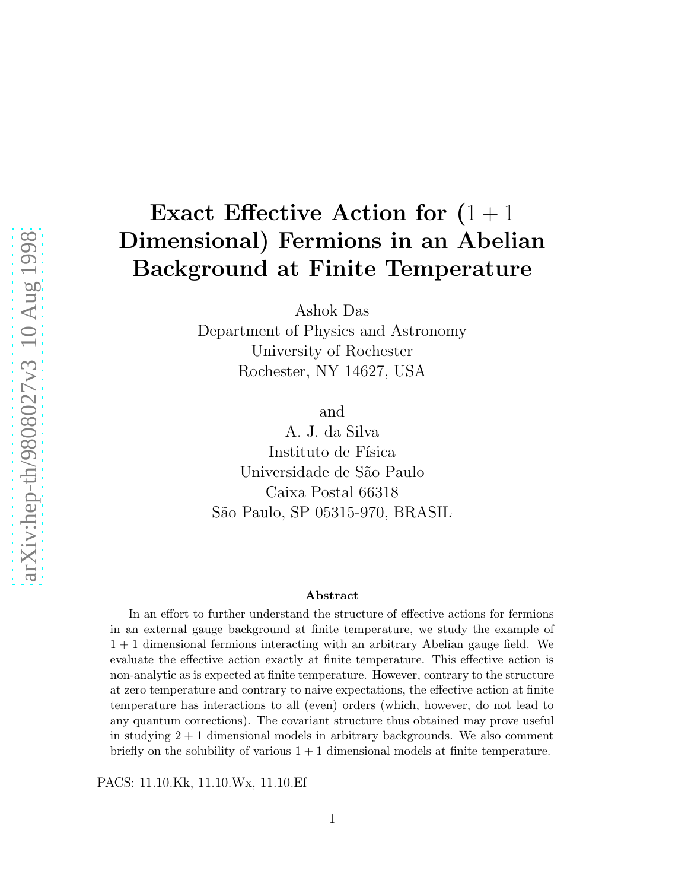# Exact Effective Action for $(1+1$ Dimensional) Fermions in an Abelian Background at Finite Temperature

Ashok Das
Department of Physics and Astronomy
University of Rochester
Rochester, NY 14627, USA

and

A. J. da Silva
Instituto de Física
Universidade de São Paulo
Caixa Postal 66318
São Paulo, SP 05315-970, BRASIL

### Abstract

In an effort to further understand the structure of effective actions for fermions in an external gauge background at finite temperature, we study the example of $1+1$ dimensional fermions interacting with an arbitrary Abelian gauge field. We evaluate the effective action exactly at finite temperature. This effective action is non-analytic as is expected at finite temperature. However, contrary to the structure at zero temperature and contrary to naive expectations, the effective action at finite temperature has interactions to all (even) orders (which, however, do not lead to any quantum corrections). The covariant structure thus obtained may prove useful in studying $2+1$ dimensional models in arbitrary backgrounds. We also comment briefly on the solubility of various $1+1$ dimensional models at finite temperature.

PACS: 11.10.Kk, 11.10.Wx, 11.10.Ef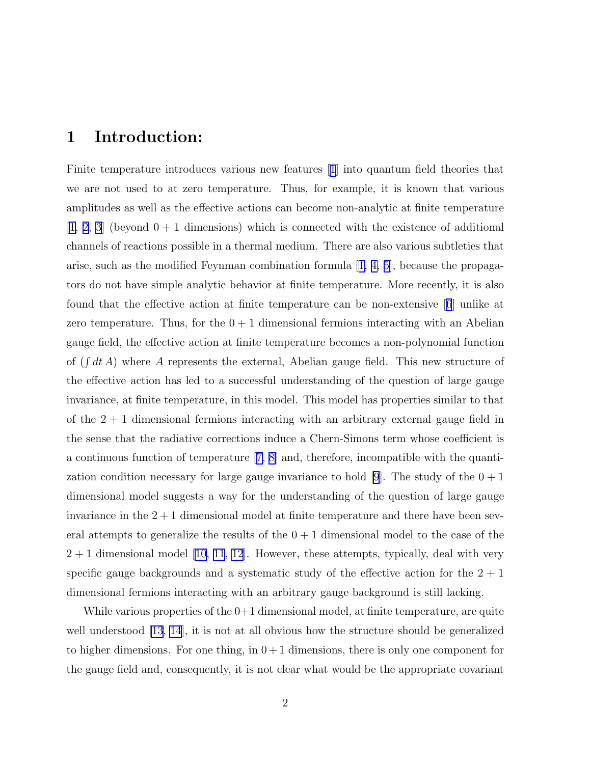# 1 Introduction:

Finite temperature introduces various new features [1] into quantum field theories that we are not used to at zero temperature. Thus, for example, it is known that various amplitudes as well as the effective actions can become non-analytic at finite temperature [1, 2, 3] (beyond $0+1$ dimensions) which is connected with the existence of additional channels of reactions possible in a thermal medium. There are also various subtleties that arise, such as the modified Feynman combination formula [1, 4, 5], because the propagators do not have simple analytic behavior at finite temperature. More recently, it is also found that the effective action at finite temperature can be non-extensive [6] unlike at zero temperature. Thus, for the $0+1$ dimensional fermions interacting with an Abelian gauge field, the effective action at finite temperature becomes a non-polynomial function of $(\int dt\, A)$ where $A$ represents the external, Abelian gauge field. This new structure of the effective action has led to a successful understanding of the question of large gauge invariance, at finite temperature, in this model. This model has properties similar to that of the $2+1$ dimensional fermions interacting with an arbitrary external gauge field in the sense that the radiative corrections induce a Chern-Simons term whose coefficient is a continuous function of temperature [7, 8] and, therefore, incompatible with the quantization condition necessary for large gauge invariance to hold [9]. The study of the $0+1$ dimensional model suggests a way for the understanding of the question of large gauge invariance in the $2+1$ dimensional model at finite temperature and there have been several attempts to generalize the results of the $0+1$ dimensional model to the case of the $2+1$ dimensional model [10, 11, 12]. However, these attempts, typically, deal with very specific gauge backgrounds and a systematic study of the effective action for the $2+1$ dimensional fermions interacting with an arbitrary gauge background is still lacking.

While various properties of the $0+1$ dimensional model, at finite temperature, are quite well understood [13, 14], it is not at all obvious how the structure should be generalized to higher dimensions. For one thing, in $0+1$ dimensions, there is only one component for the gauge field and, consequently, it is not clear what would be the appropriate covariant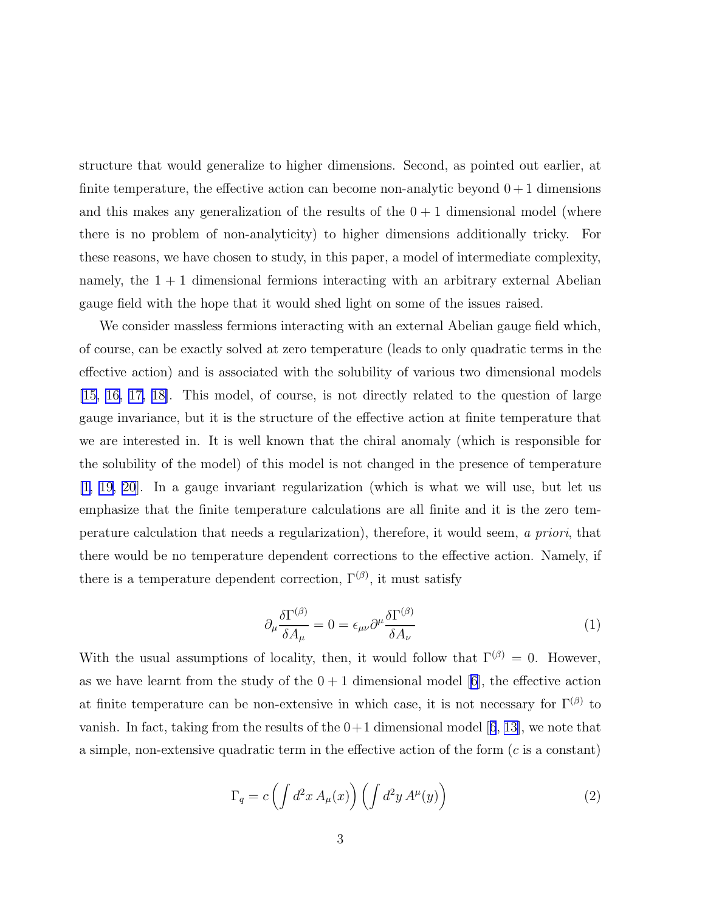structure that would generalize to higher dimensions. Second, as pointed out earlier, at finite temperature, the effective action can become non-analytic beyond $0+1$ dimensions and this makes any generalization of the results of the $0+1$ dimensional model (where there is no problem of non-analyticity) to higher dimensions additionally tricky. For these reasons, we have chosen to study, in this paper, a model of intermediate complexity, namely, the $1+1$ dimensional fermions interacting with an arbitrary external Abelian gauge field with the hope that it would shed light on some of the issues raised.

We consider massless fermions interacting with an external Abelian gauge field which, of course, can be exactly solved at zero temperature (leads to only quadratic terms in the effective action) and is associated with the solubility of various two dimensional models [15, 16, 17, 18]. This model, of course, is not directly related to the question of large gauge invariance, but it is the structure of the effective action at finite temperature that we are interested in. It is well known that the chiral anomaly (which is responsible for the solubility of the model) of this model is not changed in the presence of temperature [1, 19, 20]. In a gauge invariant regularization (which is what we will use, but let us emphasize that the finite temperature calculations are all finite and it is the zero temperature calculation that needs a regularization), therefore, it would seem, *a priori*, that there would be no temperature dependent corrections to the effective action. Namely, if there is a temperature dependent correction, $\Gamma^{(\beta)}$, it must satisfy

$$\partial_{\mu}\frac{\delta\Gamma^{(\beta)}}{\delta A_{\mu}} = 0 = \epsilon_{\mu\nu}\partial^{\mu}\frac{\delta\Gamma^{(\beta)}}{\delta A_{\nu}} \tag{1}$$

With the usual assumptions of locality, then, it would follow that $\Gamma^{(\beta)} = 0$. However, as we have learnt from the study of the $0+1$ dimensional model [6], the effective action at finite temperature can be non-extensive in which case, it is not necessary for $\Gamma^{(\beta)}$ to vanish. In fact, taking from the results of the $0+1$ dimensional model [6, 13], we note that a simple, non-extensive quadratic term in the effective action of the form ($c$ is a constant)

$$\Gamma_q = c\left(\int d^2x\, A_{\mu}(x)\right)\left(\int d^2y\, A^{\mu}(y)\right) \tag{2}$$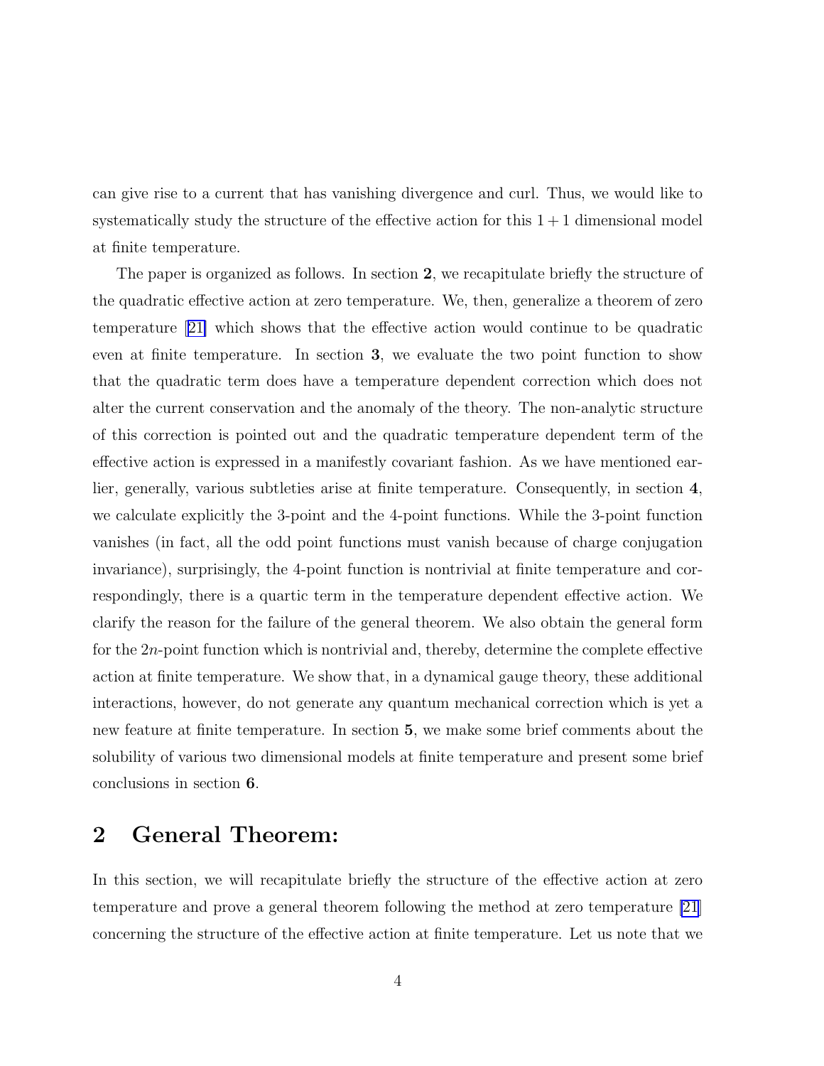can give rise to a current that has vanishing divergence and curl. Thus, we would like to systematically study the structure of the effective action for this $1+1$ dimensional model at finite temperature.

The paper is organized as follows. In section **2**, we recapitulate briefly the structure of the quadratic effective action at zero temperature. We, then, generalize a theorem of zero temperature [21] which shows that the effective action would continue to be quadratic even at finite temperature. In section **3**, we evaluate the two point function to show that the quadratic term does have a temperature dependent correction which does not alter the current conservation and the anomaly of the theory. The non-analytic structure of this correction is pointed out and the quadratic temperature dependent term of the effective action is expressed in a manifestly covariant fashion. As we have mentioned earlier, generally, various subtleties arise at finite temperature. Consequently, in section **4**, we calculate explicitly the 3-point and the 4-point functions. While the 3-point function vanishes (in fact, all the odd point functions must vanish because of charge conjugation invariance), surprisingly, the 4-point function is nontrivial at finite temperature and correspondingly, there is a quartic term in the temperature dependent effective action. We clarify the reason for the failure of the general theorem. We also obtain the general form for the $2n$-point function which is nontrivial and, thereby, determine the complete effective action at finite temperature. We show that, in a dynamical gauge theory, these additional interactions, however, do not generate any quantum mechanical correction which is yet a new feature at finite temperature. In section **5**, we make some brief comments about the solubility of various two dimensional models at finite temperature and present some brief conclusions in section **6**.

## 2 General Theorem:

In this section, we will recapitulate briefly the structure of the effective action at zero temperature and prove a general theorem following the method at zero temperature [21] concerning the structure of the effective action at finite temperature. Let us note that we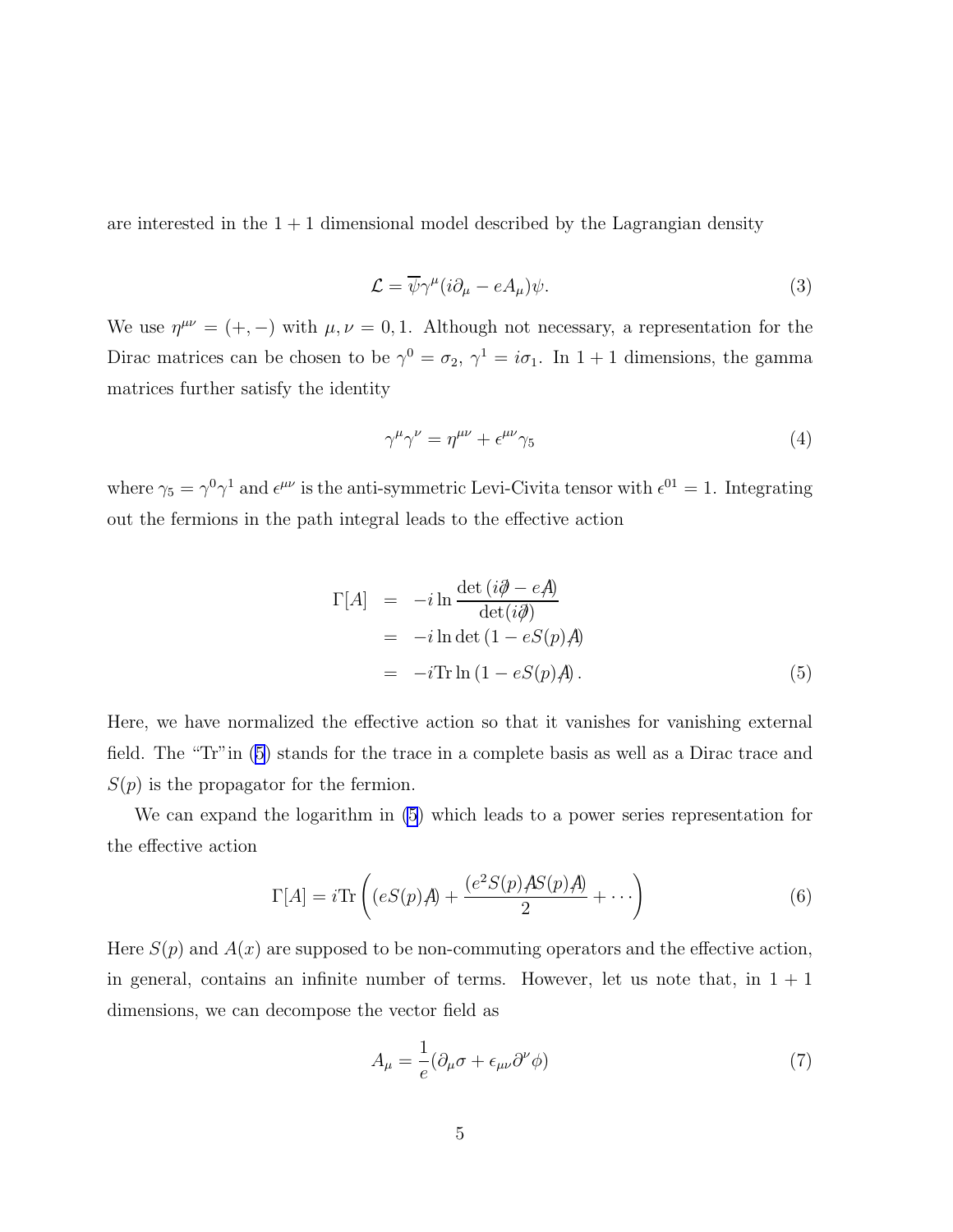are interested in the $1+1$ dimensional model described by the Lagrangian density

$$\mathcal{L} = \overline{\psi}\gamma^{\mu}(i\partial_{\mu} - eA_{\mu})\psi. \tag{3}$$

We use $\eta^{\mu\nu} = (+,-)$ with $\mu,\nu = 0,1$. Although not necessary, a representation for the Dirac matrices can be chosen to be $\gamma^0 = \sigma_2$, $\gamma^1 = i\sigma_1$. In $1+1$ dimensions, the gamma matrices further satisfy the identity

$$\gamma^{\mu}\gamma^{\nu} = \eta^{\mu\nu} + \epsilon^{\mu\nu}\gamma_5 \tag{4}$$

where $\gamma_5 = \gamma^0\gamma^1$ and $\epsilon^{\mu\nu}$ is the anti-symmetric Levi-Civita tensor with $\epsilon^{01} = 1$. Integrating out the fermions in the path integral leads to the effective action

$$\begin{aligned}
\Gamma[A] &= -i\ln\frac{\det\left(i\partial\!\!\!/ - eA\!\!\!/\right)}{\det(i\partial\!\!\!/)} \\
&= -i\ln\det\left(1 - eS(p)A\!\!\!/\right) \\
&= -i\mathrm{Tr}\ln\left(1 - eS(p)A\!\!\!/\right).
\end{aligned} \tag{5}$$

Here, we have normalized the effective action so that it vanishes for vanishing external field. The "Tr"in (5) stands for the trace in a complete basis as well as a Dirac trace and $S(p)$ is the propagator for the fermion.

We can expand the logarithm in (5) which leads to a power series representation for the effective action

$$\Gamma[A] = i\mathrm{Tr}\left((eS(p)A\!\!\!/) + \frac{(e^2S(p)A\!\!\!/S(p)A\!\!\!/)}{2} + \cdots\right) \tag{6}$$

Here $S(p)$ and $A(x)$ are supposed to be non-commuting operators and the effective action, in general, contains an infinite number of terms. However, let us note that, in $1+1$ dimensions, we can decompose the vector field as

$$A_{\mu} = \frac{1}{e}(\partial_{\mu}\sigma + \epsilon_{\mu\nu}\partial^{\nu}\phi) \tag{7}$$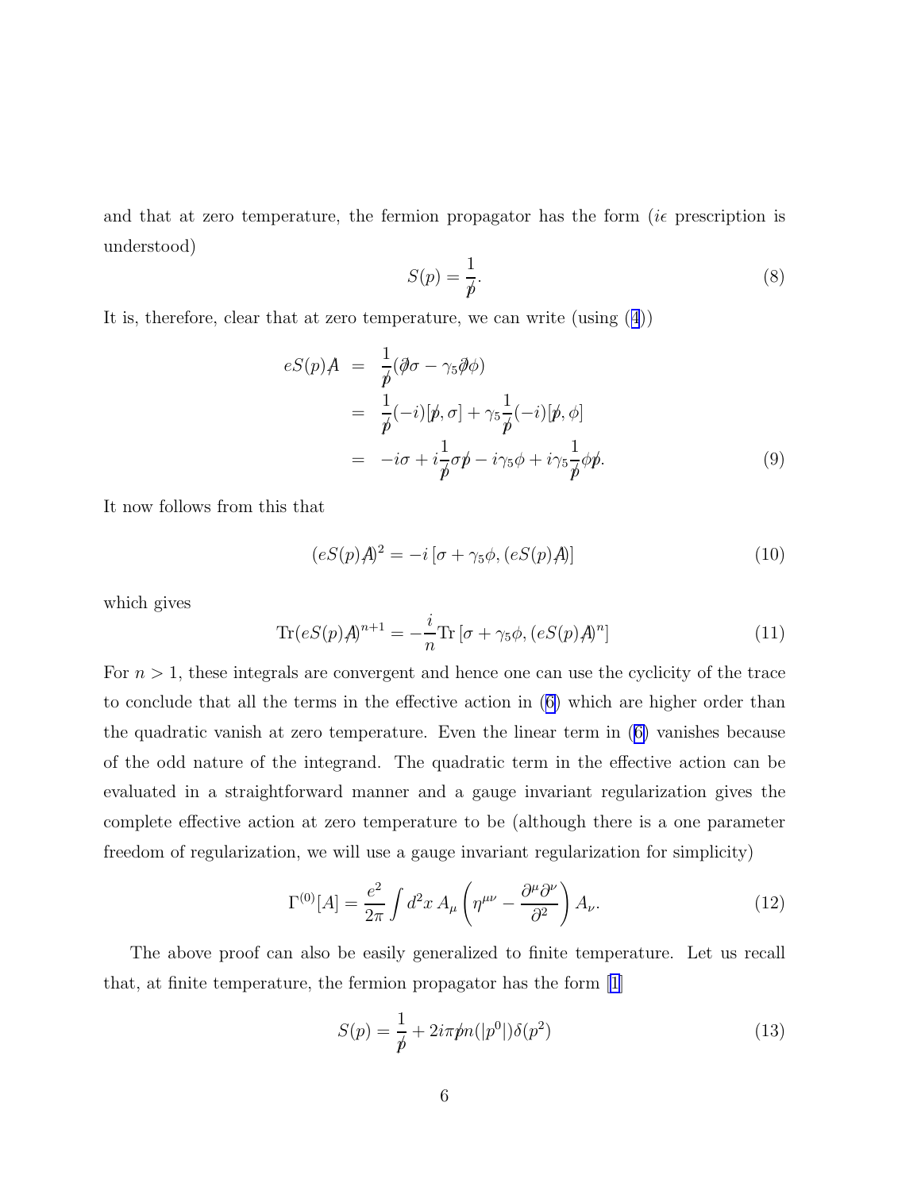and that at zero temperature, the fermion propagator has the form ($i\epsilon$ prescription is understood)

$$S(p) = \frac{1}{\not{p}}. \tag{8}$$

It is, therefore, clear that at zero temperature, we can write (using (4))

$$\begin{aligned}
eS(p)\not{A} &= \frac{1}{\not{p}}(\not{\partial}\sigma - \gamma_5\not{\partial}\phi) \\
&= \frac{1}{\not{p}}(-i)[\not{p}, \sigma] + \gamma_5\frac{1}{\not{p}}(-i)[\not{p}, \phi] \\
&= -i\sigma + i\frac{1}{\not{p}}\sigma\not{p} - i\gamma_5\phi + i\gamma_5\frac{1}{\not{p}}\phi\not{p}.
\end{aligned} \tag{9}$$

It now follows from this that

$$(eS(p)\not{A})^2 = -i\left[\sigma + \gamma_5\phi, (eS(p)\not{A})\right] \tag{10}$$

which gives

$$\mathrm{Tr}(eS(p)\not{A})^{n+1} = -\frac{i}{n}\mathrm{Tr}\left[\sigma + \gamma_5\phi, (eS(p)\not{A})^n\right] \tag{11}$$

For $n > 1$, these integrals are convergent and hence one can use the cyclicity of the trace to conclude that all the terms in the effective action in (6) which are higher order than the quadratic vanish at zero temperature. Even the linear term in (6) vanishes because of the odd nature of the integrand. The quadratic term in the effective action can be evaluated in a straightforward manner and a gauge invariant regularization gives the complete effective action at zero temperature to be (although there is a one parameter freedom of regularization, we will use a gauge invariant regularization for simplicity)

$$\Gamma^{(0)}[A] = \frac{e^2}{2\pi}\int d^2x\, A_\mu\left(\eta^{\mu\nu} - \frac{\partial^\mu\partial^\nu}{\partial^2}\right)A_\nu. \tag{12}$$

The above proof can also be easily generalized to finite temperature. Let us recall that, at finite temperature, the fermion propagator has the form [1]

$$S(p) = \frac{1}{\not{p}} + 2i\pi\not{p}n(|p^0|)\delta(p^2) \tag{13}$$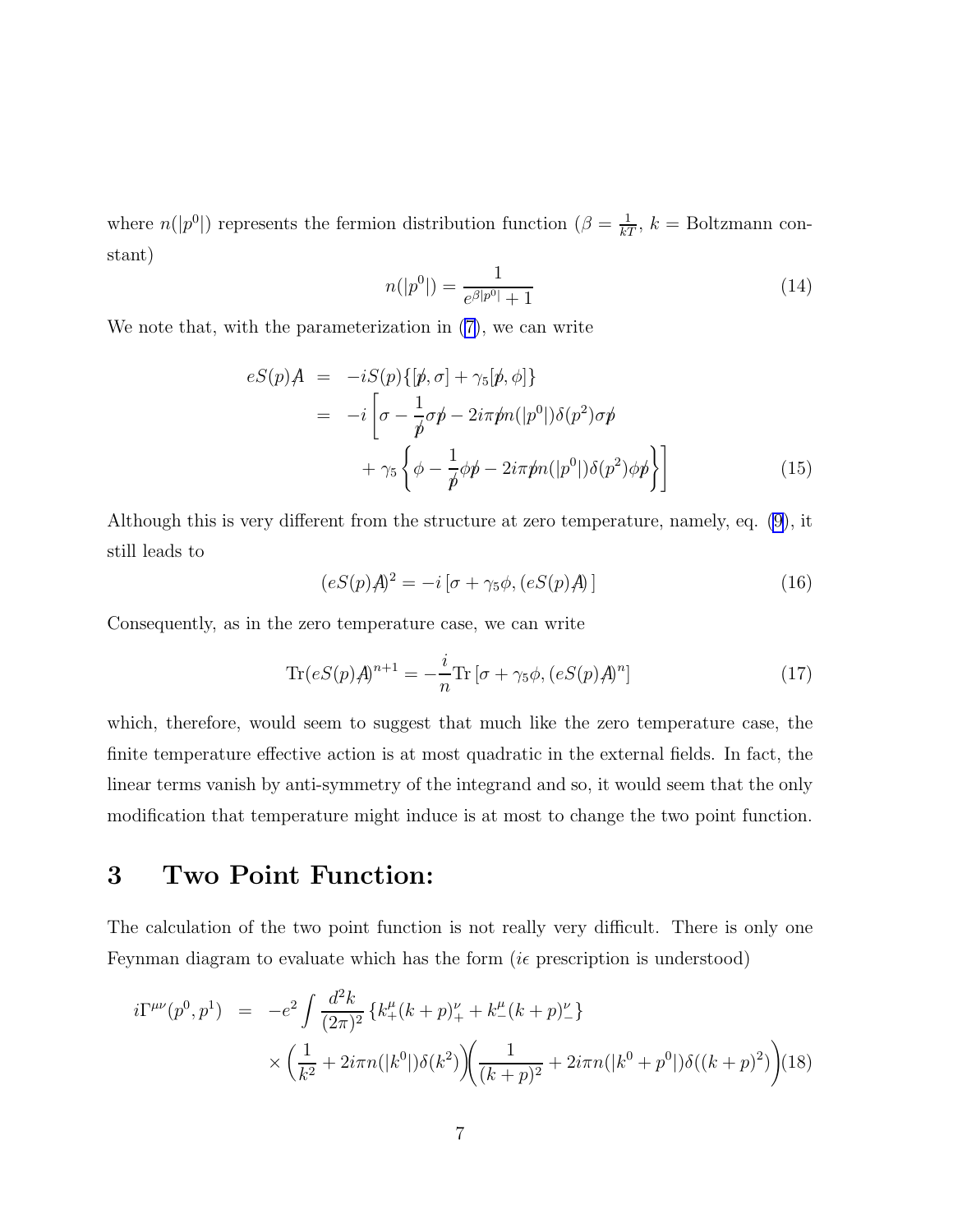where $n(|p^0|)$ represents the fermion distribution function ($\beta = \frac{1}{kT}$, $k$ = Boltzmann constant)

$$n(|p^0|) = \frac{1}{e^{\beta |p^0|} + 1} \tag{14}$$

We note that, with the parameterization in (7), we can write

$$\begin{aligned}
eS(p)\not{A} &= -iS(p)\{[\not{p}, \sigma] + \gamma_5 [\not{p}, \phi]\} \\
&= -i\left[\sigma - \frac{1}{\not{p}}\sigma\not{p} - 2i\pi\not{p}n(|p^0|)\delta(p^2)\sigma\not{p}\right. \\
&\qquad \left. + \gamma_5\left\{\phi - \frac{1}{\not{p}}\phi\not{p} - 2i\pi\not{p}n(|p^0|)\delta(p^2)\phi\not{p}\right\}\right]
\end{aligned} \tag{15}$$

Although this is very different from the structure at zero temperature, namely, eq. (9), it still leads to

$$(eS(p)\not{A})^2 = -i\left[\sigma + \gamma_5\phi, (eS(p)\not{A})\right] \tag{16}$$

Consequently, as in the zero temperature case, we can write

$$\mathrm{Tr}(eS(p)\not{A})^{n+1} = -\frac{i}{n}\mathrm{Tr}\left[\sigma + \gamma_5\phi, (eS(p)\not{A})^n\right] \tag{17}$$

which, therefore, would seem to suggest that much like the zero temperature case, the finite temperature effective action is at most quadratic in the external fields. In fact, the linear terms vanish by anti-symmetry of the integrand and so, it would seem that the only modification that temperature might induce is at most to change the two point function.

# 3 Two Point Function:

The calculation of the two point function is not really very difficult. There is only one Feynman diagram to evaluate which has the form ($i\epsilon$ prescription is understood)

$$\begin{aligned}
i\Gamma^{\mu\nu}(p^0, p^1) &= -e^2 \int \frac{d^2k}{(2\pi)^2}\left\{k_+^\mu (k+p)_+^\nu + k_-^\mu (k+p)_-^\nu\right\} \\
&\quad \times \left(\frac{1}{k^2} + 2i\pi n(|k^0|)\delta(k^2)\right)\left(\frac{1}{(k+p)^2} + 2i\pi n(|k^0 + p^0|)\delta((k+p)^2)\right)
\end{aligned} \tag{18}$$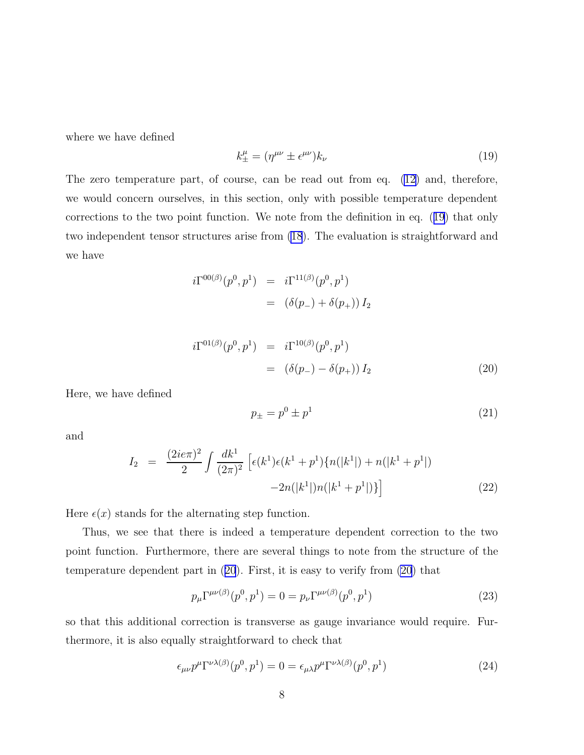where we have defined

$$k_{\pm}^{\mu} = (\eta^{\mu\nu} \pm \epsilon^{\mu\nu}) k_{\nu} \tag{19}$$

The zero temperature part, of course, can be read out from eq. (12) and, therefore, we would concern ourselves, in this section, only with possible temperature dependent corrections to the two point function. We note from the definition in eq. (19) that only two independent tensor structures arise from (18). The evaluation is straightforward and we have

$$\begin{aligned}
i\Gamma^{00(\beta)}(p^0, p^1) &= i\Gamma^{11(\beta)}(p^0, p^1) \\
&= \left(\delta(p_-) + \delta(p_+)\right) I_2
\end{aligned}$$

$$\begin{aligned}
i\Gamma^{01(\beta)}(p^0, p^1) &= i\Gamma^{10(\beta)}(p^0, p^1) \\
&= \left(\delta(p_-) - \delta(p_+)\right) I_2
\end{aligned} \tag{20}$$

Here, we have defined

$$p_{\pm} = p^0 \pm p^1 \tag{21}$$

and

$$\begin{aligned}
I_2 &= \frac{(2ie\pi)^2}{2} \int \frac{dk^1}{(2\pi)^2} \Big[ \epsilon(k^1)\epsilon(k^1+p^1)\{n(|k^1|) + n(|k^1+p^1|) \\
&\qquad\qquad - 2n(|k^1|)n(|k^1+p^1|)\} \Big]
\end{aligned} \tag{22}$$

Here $\epsilon(x)$ stands for the alternating step function.

Thus, we see that there is indeed a temperature dependent correction to the two point function. Furthermore, there are several things to note from the structure of the temperature dependent part in (20). First, it is easy to verify from (20) that

$$p_{\mu}\Gamma^{\mu\nu(\beta)}(p^0, p^1) = 0 = p_{\nu}\Gamma^{\mu\nu(\beta)}(p^0, p^1) \tag{23}$$

so that this additional correction is transverse as gauge invariance would require. Furthermore, it is also equally straightforward to check that

$$\epsilon_{\mu\nu}p^{\mu}\Gamma^{\nu\lambda(\beta)}(p^0, p^1) = 0 = \epsilon_{\mu\lambda}p^{\mu}\Gamma^{\nu\lambda(\beta)}(p^0, p^1) \tag{24}$$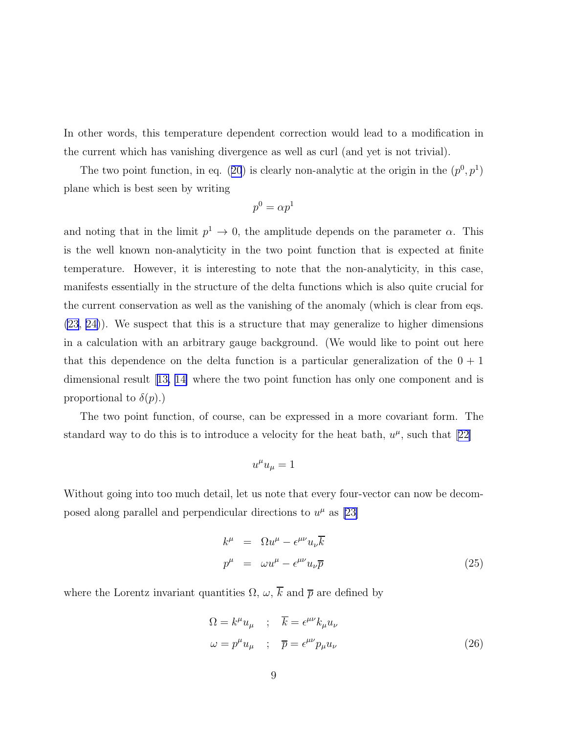In other words, this temperature dependent correction would lead to a modification in the current which has vanishing divergence as well as curl (and yet is not trivial).

The two point function, in eq. (20) is clearly non-analytic at the origin in the $(p^0, p^1)$ plane which is best seen by writing

$$p^0 = \alpha p^1$$

and noting that in the limit $p^1 \to 0$, the amplitude depends on the parameter $\alpha$. This is the well known non-analyticity in the two point function that is expected at finite temperature. However, it is interesting to note that the non-analyticity, in this case, manifests essentially in the structure of the delta functions which is also quite crucial for the current conservation as well as the vanishing of the anomaly (which is clear from eqs. (23, 24)). We suspect that this is a structure that may generalize to higher dimensions in a calculation with an arbitrary gauge background. (We would like to point out here that this dependence on the delta function is a particular generalization of the 0 + 1 dimensional result [13, 14] where the two point function has only one component and is proportional to $\delta(p)$.)

The two point function, of course, can be expressed in a more covariant form. The standard way to do this is to introduce a velocity for the heat bath, $u^\mu$, such that [22]

$$u^\mu u_\mu = 1$$

Without going into too much detail, let us note that every four-vector can now be decomposed along parallel and perpendicular directions to $u^\mu$ as [23]

$$\begin{aligned}
k^\mu &= \Omega u^\mu - \epsilon^{\mu\nu} u_\nu \overline{k} \\
p^\mu &= \omega u^\mu - \epsilon^{\mu\nu} u_\nu \overline{p}
\end{aligned} \tag{25}$$

where the Lorentz invariant quantities $\Omega$, $\omega$, $\overline{k}$ and $\overline{p}$ are defined by

$$\begin{aligned}
\Omega = k^\mu u_\mu \quad &; \quad \overline{k} = \epsilon^{\mu\nu} k_\mu u_\nu \\
\omega = p^\mu u_\mu \quad &; \quad \overline{p} = \epsilon^{\mu\nu} p_\mu u_\nu
\end{aligned} \tag{26}$$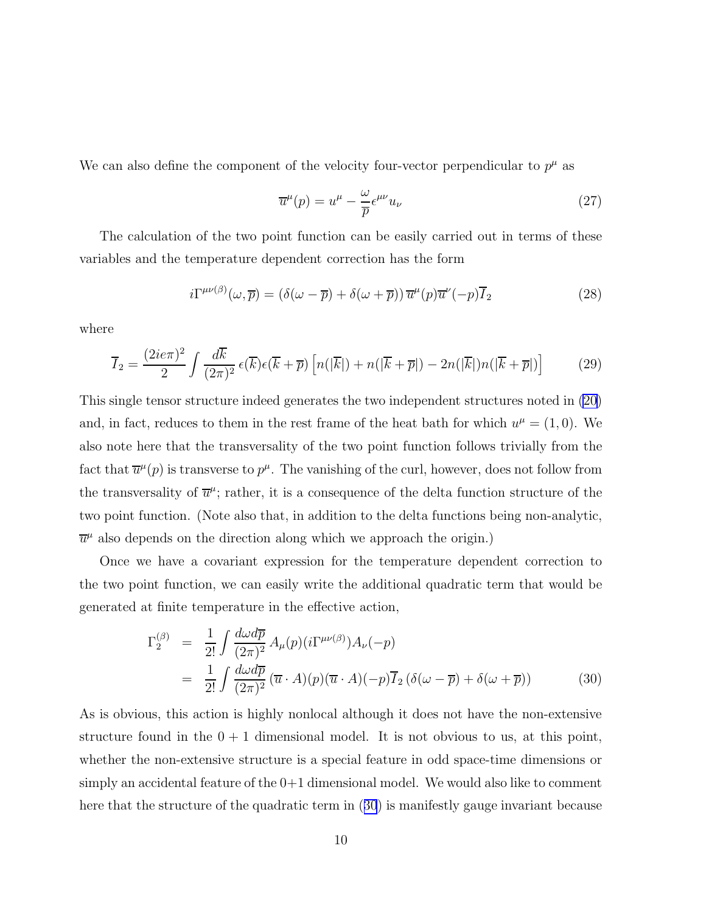We can also define the component of the velocity four-vector perpendicular to $p^\mu$ as

$$\overline{u}^\mu(p) = u^\mu - \frac{\omega}{\overline{p}}\epsilon^{\mu\nu}u_\nu \tag{27}$$

The calculation of the two point function can be easily carried out in terms of these variables and the temperature dependent correction has the form

$$i\Gamma^{\mu\nu(\beta)}(\omega,\overline{p}) = \left(\delta(\omega-\overline{p}) + \delta(\omega+\overline{p})\right)\overline{u}^\mu(p)\overline{u}^\nu(-p)\overline{I}_2 \tag{28}$$

where

$$\overline{I}_2 = \frac{(2ie\pi)^2}{2}\int \frac{d\overline{k}}{(2\pi)^2}\,\epsilon(\overline{k})\epsilon(\overline{k}+\overline{p})\left[n(|\overline{k}|) + n(|\overline{k}+\overline{p}|) - 2n(|\overline{k}|)n(|\overline{k}+\overline{p}|)\right] \tag{29}$$

This single tensor structure indeed generates the two independent structures noted in (20) and, in fact, reduces to them in the rest frame of the heat bath for which $u^\mu = (1,0)$. We also note here that the transversality of the two point function follows trivially from the fact that $\overline{u}^\mu(p)$ is transverse to $p^\mu$. The vanishing of the curl, however, does not follow from the transversality of $\overline{u}^\mu$; rather, it is a consequence of the delta function structure of the two point function. (Note also that, in addition to the delta functions being non-analytic, $\overline{u}^\mu$ also depends on the direction along which we approach the origin.)

Once we have a covariant expression for the temperature dependent correction to the two point function, we can easily write the additional quadratic term that would be generated at finite temperature in the effective action,

$$\begin{aligned}
\Gamma_2^{(\beta)} &= \frac{1}{2!}\int \frac{d\omega d\overline{p}}{(2\pi)^2}\,A_\mu(p)(i\Gamma^{\mu\nu(\beta)})A_\nu(-p) \\
&= \frac{1}{2!}\int \frac{d\omega d\overline{p}}{(2\pi)^2}\,(\overline{u}\cdot A)(p)(\overline{u}\cdot A)(-p)\overline{I}_2\left(\delta(\omega-\overline{p}) + \delta(\omega+\overline{p})\right)
\end{aligned} \tag{30}$$

As is obvious, this action is highly nonlocal although it does not have the non-extensive structure found in the $0+1$ dimensional model. It is not obvious to us, at this point, whether the non-extensive structure is a special feature in odd space-time dimensions or simply an accidental feature of the 0+1 dimensional model. We would also like to comment here that the structure of the quadratic term in (30) is manifestly gauge invariant because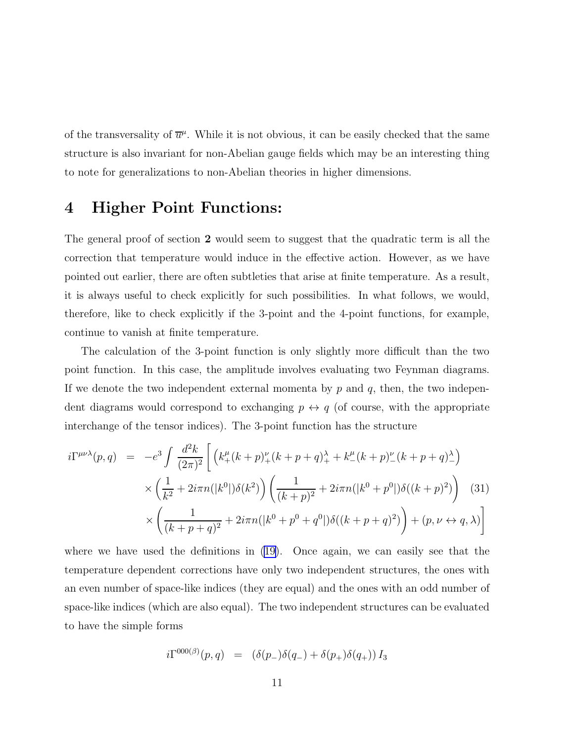of the transversality of $\overline{u}^\mu$. While it is not obvious, it can be easily checked that the same structure is also invariant for non-Abelian gauge fields which may be an interesting thing to note for generalizations to non-Abelian theories in higher dimensions.

# 4 Higher Point Functions:

The general proof of section **2** would seem to suggest that the quadratic term is all the correction that temperature would induce in the effective action. However, as we have pointed out earlier, there are often subtleties that arise at finite temperature. As a result, it is always useful to check explicitly for such possibilities. In what follows, we would, therefore, like to check explicitly if the 3-point and the 4-point functions, for example, continue to vanish at finite temperature.

The calculation of the 3-point function is only slightly more difficult than the two point function. In this case, the amplitude involves evaluating two Feynman diagrams. If we denote the two independent external momenta by $p$ and $q$, then, the two independent diagrams would correspond to exchanging $p \leftrightarrow q$ (of course, with the appropriate interchange of the tensor indices). The 3-point function has the structure

$$
\begin{aligned}
i\Gamma^{\mu\nu\lambda}(p,q) \;=\; & -e^3 \int \frac{d^2k}{(2\pi)^2} \Bigg[ \left( k_+^\mu (k+p)_+^\nu (k+p+q)_+^\lambda + k_-^\mu (k+p)_-^\nu (k+p+q)_-^\lambda \right) \\
& \times \left( \frac{1}{k^2} + 2i\pi n(|k^0|)\delta(k^2) \right) \left( \frac{1}{(k+p)^2} + 2i\pi n(|k^0+p^0|)\delta((k+p)^2) \right) \quad (31) \\
& \times \left( \frac{1}{(k+p+q)^2} + 2i\pi n(|k^0+p^0+q^0|)\delta((k+p+q)^2) \right) + (p,\nu \leftrightarrow q,\lambda) \Bigg]
\end{aligned}
$$

where we have used the definitions in (19). Once again, we can easily see that the temperature dependent corrections have only two independent structures, the ones with an even number of space-like indices (they are equal) and the ones with an odd number of space-like indices (which are also equal). The two independent structures can be evaluated to have the simple forms

$$
i\Gamma^{000(\beta)}(p,q) \;=\; \left(\delta(p_-)\delta(q_-) + \delta(p_+)\delta(q_+)\right) I_3
$$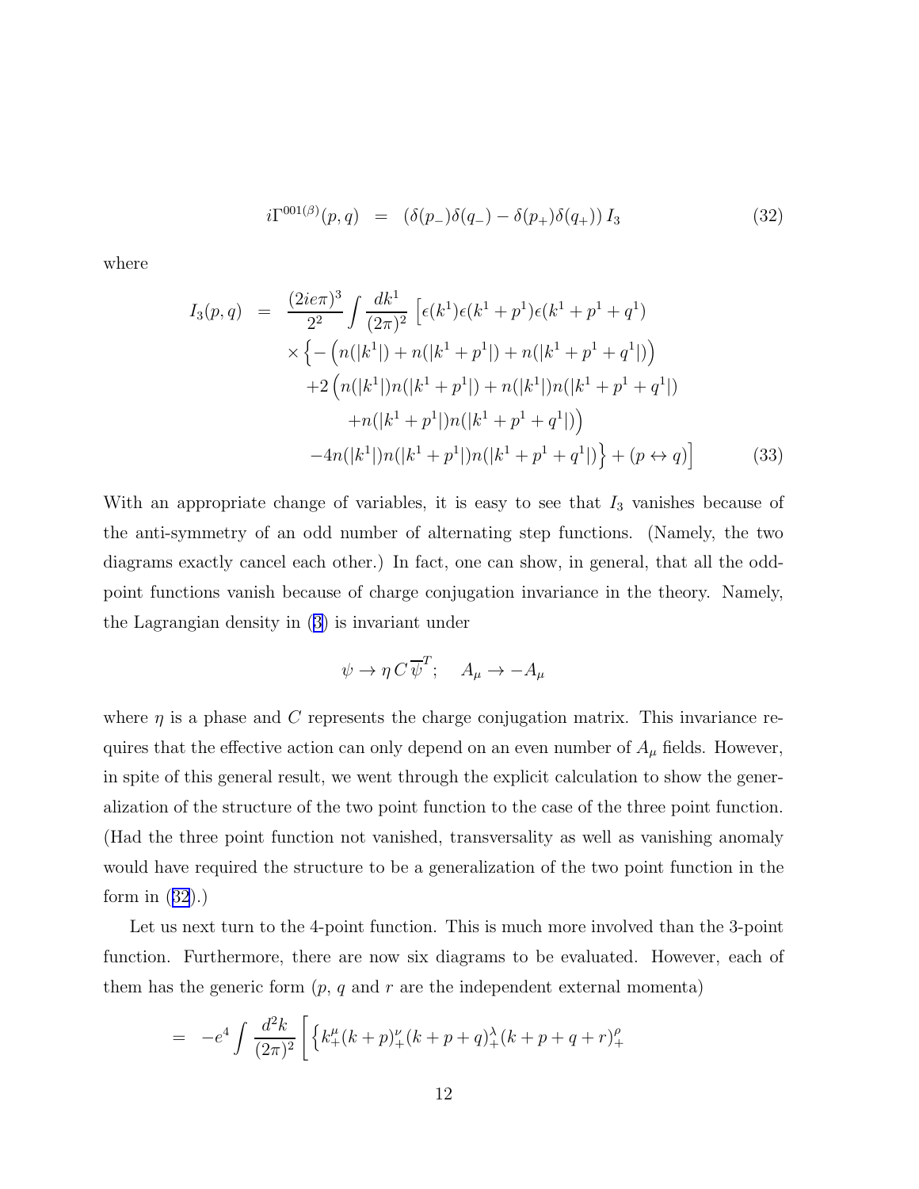$$i\Gamma^{001(\beta)}(p,q) \;=\; \left(\delta(p_-)\delta(q_-) - \delta(p_+)\delta(q_+)\right) I_3 \tag{32}$$

where

$$\begin{aligned}
I_3(p,q) \;=\; & \frac{(2ie\pi)^3}{2^2} \int \frac{dk^1}{(2\pi)^2} \Big[ \epsilon(k^1)\epsilon(k^1+p^1)\epsilon(k^1+p^1+q^1) \\
& \times \Big\{ -\Big( n(|k^1|) + n(|k^1+p^1|) + n(|k^1+p^1+q^1|) \Big) \\
& \quad +2\Big( n(|k^1|)n(|k^1+p^1|) + n(|k^1|)n(|k^1+p^1+q^1|) \\
& \qquad + n(|k^1+p^1|)n(|k^1+p^1+q^1|) \Big) \\
& \quad -4n(|k^1|)n(|k^1+p^1|)n(|k^1+p^1+q^1|) \Big\} + (p \leftrightarrow q) \Big]
\end{aligned} \tag{33}$$

With an appropriate change of variables, it is easy to see that $I_3$ vanishes because of the anti-symmetry of an odd number of alternating step functions. (Namely, the two diagrams exactly cancel each other.) In fact, one can show, in general, that all the odd-point functions vanish because of charge conjugation invariance in the theory. Namely, the Lagrangian density in (3) is invariant under

$$\psi \to \eta\, C\, \overline{\psi}^T; \quad A_\mu \to -A_\mu$$

where $\eta$ is a phase and $C$ represents the charge conjugation matrix. This invariance requires that the effective action can only depend on an even number of $A_\mu$ fields. However, in spite of this general result, we went through the explicit calculation to show the generalization of the structure of the two point function to the case of the three point function. (Had the three point function not vanished, transversality as well as vanishing anomaly would have required the structure to be a generalization of the two point function in the form in (32).)

Let us next turn to the 4-point function. This is much more involved than the 3-point function. Furthermore, there are now six diagrams to be evaluated. However, each of them has the generic form ($p$, $q$ and $r$ are the independent external momenta)

$$= \; -e^4 \int \frac{d^2k}{(2\pi)^2} \Big[ \Big\{ k_+^\mu (k+p)_+^\nu (k+p+q)_+^\lambda (k+p+q+r)_+^\rho$$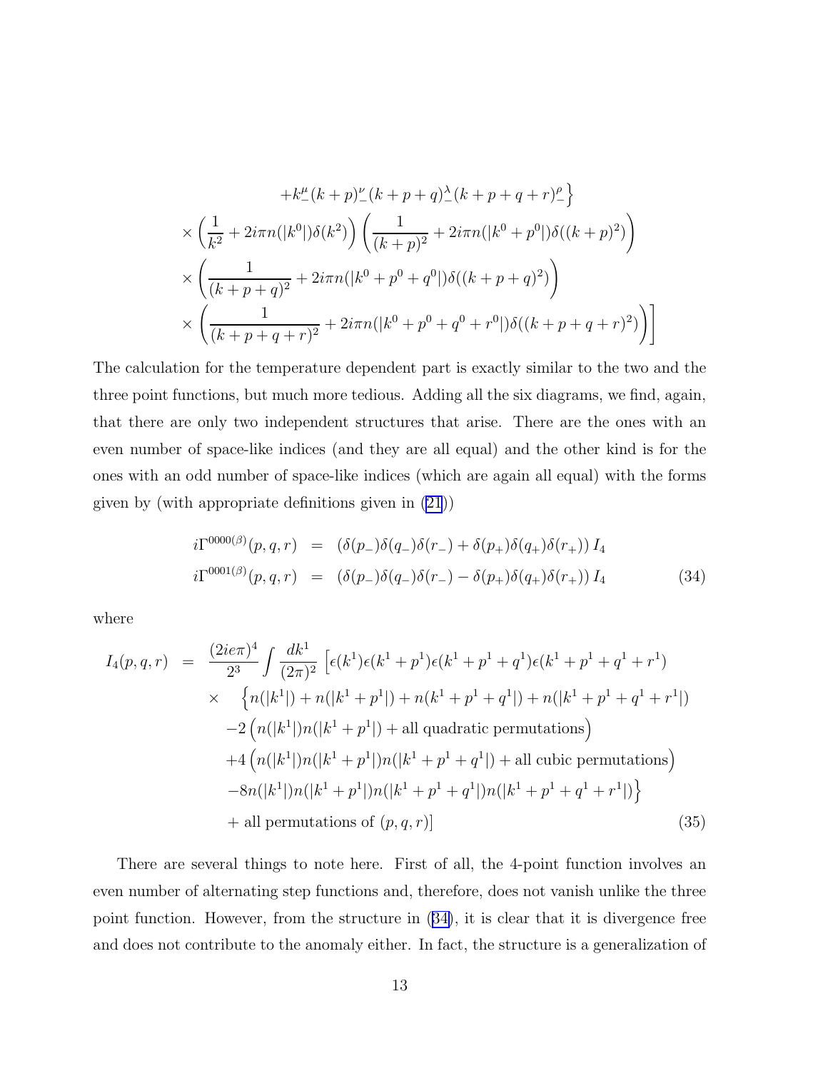$$
\begin{aligned}
&+k_{-}^{\mu}(k+p)_{-}^{\nu}(k+p+q)_{-}^{\lambda}(k+p+q+r)_{-}^{\rho}\Big\} \\
&\times\left(\frac{1}{k^2}+2i\pi n(|k^0|)\delta(k^2)\right)\left(\frac{1}{(k+p)^2}+2i\pi n(|k^0+p^0|)\delta((k+p)^2)\right) \\
&\times\left(\frac{1}{(k+p+q)^2}+2i\pi n(|k^0+p^0+q^0|)\delta((k+p+q)^2)\right) \\
&\times\left(\frac{1}{(k+p+q+r)^2}+2i\pi n(|k^0+p^0+q^0+r^0|)\delta((k+p+q+r)^2)\right)\Bigg]
\end{aligned}
$$

The calculation for the temperature dependent part is exactly similar to the two and the three point functions, but much more tedious. Adding all the six diagrams, we find, again, that there are only two independent structures that arise. There are the ones with an even number of space-like indices (and they are all equal) and the other kind is for the ones with an odd number of space-like indices (which are again all equal) with the forms given by (with appropriate definitions given in (21))

$$
\begin{aligned}
i\Gamma^{0000(\beta)}(p,q,r) &= \left(\delta(p_-)\delta(q_-)\delta(r_-)+\delta(p_+)\delta(q_+)\delta(r_+)\right) I_4 \\
i\Gamma^{0001(\beta)}(p,q,r) &= \left(\delta(p_-)\delta(q_-)\delta(r_-)-\delta(p_+)\delta(q_+)\delta(r_+)\right) I_4
\end{aligned}
\tag{34}
$$

where

$$
\begin{aligned}
I_4(p,q,r) \;=\; & \frac{(2ie\pi)^4}{2^3}\int\frac{dk^1}{(2\pi)^2}\Big[\epsilon(k^1)\epsilon(k^1+p^1)\epsilon(k^1+p^1+q^1)\epsilon(k^1+p^1+q^1+r^1) \\
\times\; & \Big\{n(|k^1|)+n(|k^1+p^1|)+n(k^1+p^1+q^1|)+n(|k^1+p^1+q^1+r^1|) \\
& -2\left(n(|k^1|)n(|k^1+p^1|)+\text{all quadratic permutations}\right) \\
& +4\left(n(|k^1|)n(|k^1+p^1|)n(|k^1+p^1+q^1|)+\text{all cubic permutations}\right) \\
& -8n(|k^1|)n(|k^1+p^1|)n(|k^1+p^1+q^1|)n(|k^1+p^1+q^1+r^1|)\Big\} \\
& +\text{all permutations of }(p,q,r)\Big]
\end{aligned}
\tag{35}
$$

There are several things to note here. First of all, the 4-point function involves an even number of alternating step functions and, therefore, does not vanish unlike the three point function. However, from the structure in (34), it is clear that it is divergence free and does not contribute to the anomaly either. In fact, the structure is a generalization of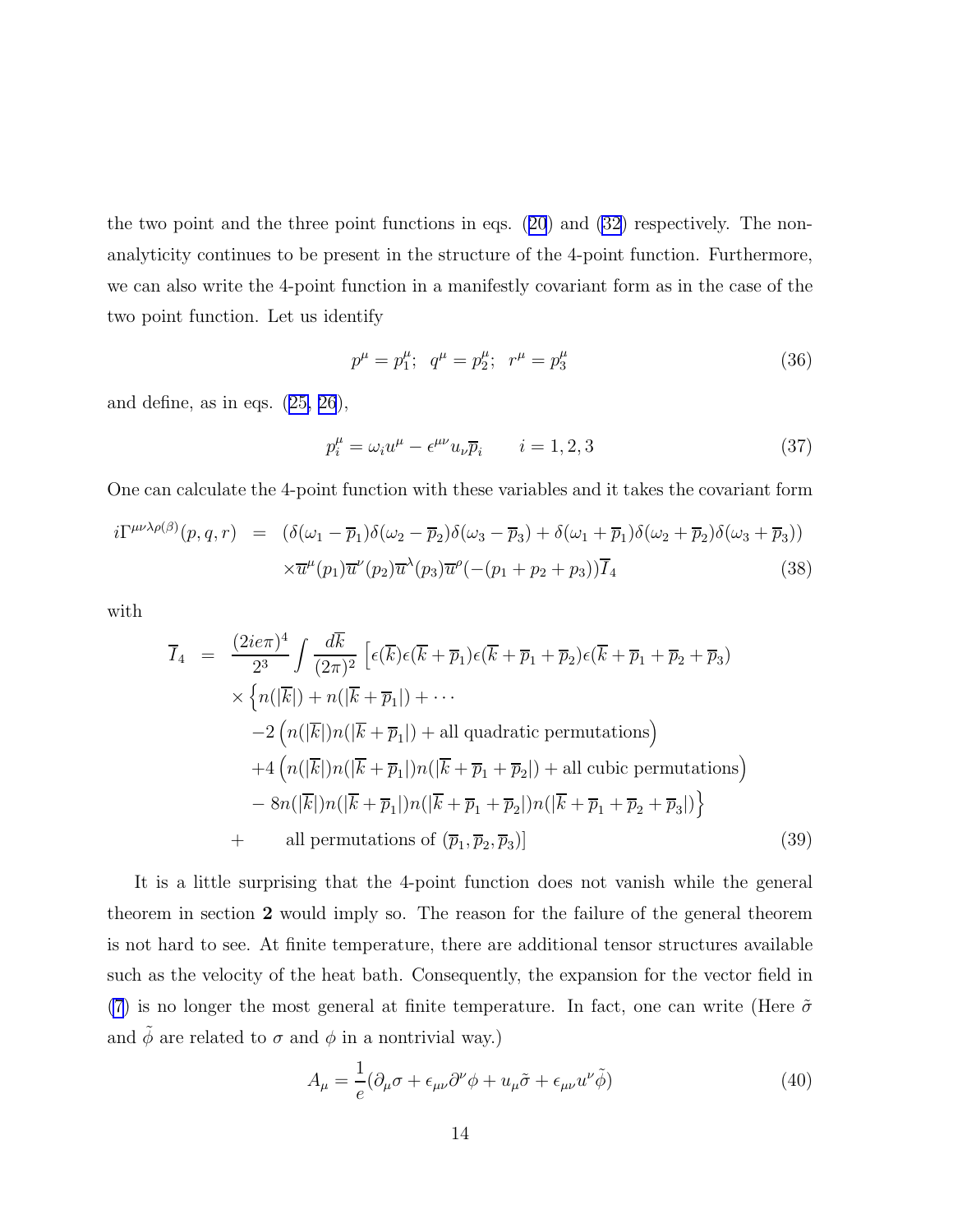the two point and the three point functions in eqs. (20) and (32) respectively. The non-analyticity continues to be present in the structure of the 4-point function. Furthermore, we can also write the 4-point function in a manifestly covariant form as in the case of the two point function. Let us identify

$$p^\mu = p_1^\mu;\;\; q^\mu = p_2^\mu;\;\; r^\mu = p_3^\mu \tag{36}$$

and define, as in eqs. (25, 26),

$$p_i^\mu = \omega_i u^\mu - \epsilon^{\mu\nu} u_\nu \overline{p}_i \qquad i = 1, 2, 3 \tag{37}$$

One can calculate the 4-point function with these variables and it takes the covariant form

$$\begin{aligned} i\Gamma^{\mu\nu\lambda\rho(\beta)}(p,q,r) &= (\delta(\omega_1 - \overline{p}_1)\delta(\omega_2 - \overline{p}_2)\delta(\omega_3 - \overline{p}_3) + \delta(\omega_1 + \overline{p}_1)\delta(\omega_2 + \overline{p}_2)\delta(\omega_3 + \overline{p}_3)) \\ &\quad \times \overline{u}^\mu(p_1)\overline{u}^\nu(p_2)\overline{u}^\lambda(p_3)\overline{u}^\rho(-(p_1+p_2+p_3))\overline{I}_4 \end{aligned} \tag{38}$$

with

$$\begin{aligned} \overline{I}_4 &= \frac{(2ie\pi)^4}{2^3}\int \frac{d\overline{k}}{(2\pi)^2}\Big[\epsilon(\overline{k})\epsilon(\overline{k}+\overline{p}_1)\epsilon(\overline{k}+\overline{p}_1+\overline{p}_2)\epsilon(\overline{k}+\overline{p}_1+\overline{p}_2+\overline{p}_3) \\ &\quad \times \Big\{ n(|\overline{k}|) + n(|\overline{k}+\overline{p}_1|) + \cdots \\ &\quad -2\Big(n(|\overline{k}|)n(|\overline{k}+\overline{p}_1|) + \text{all quadratic permutations}\Big) \\ &\quad +4\Big(n(|\overline{k}|)n(|\overline{k}+\overline{p}_1|)n(|\overline{k}+\overline{p}_1+\overline{p}_2|) + \text{all cubic permutations}\Big) \\ &\quad -8n(|\overline{k}|)n(|\overline{k}+\overline{p}_1|)n(|\overline{k}+\overline{p}_1+\overline{p}_2|)n(|\overline{k}+\overline{p}_1+\overline{p}_2+\overline{p}_3|)\Big\} \\ &+ \quad \text{all permutations of } (\overline{p}_1, \overline{p}_2, \overline{p}_3)\Big] \end{aligned} \tag{39}$$

It is a little surprising that the 4-point function does not vanish while the general theorem in section **2** would imply so. The reason for the failure of the general theorem is not hard to see. At finite temperature, there are additional tensor structures available such as the velocity of the heat bath. Consequently, the expansion for the vector field in (7) is no longer the most general at finite temperature. In fact, one can write (Here $\tilde{\sigma}$ and $\tilde{\phi}$ are related to $\sigma$ and $\phi$ in a nontrivial way.)

$$A_\mu = \frac{1}{e}(\partial_\mu\sigma + \epsilon_{\mu\nu}\partial^\nu\phi + u_\mu\tilde{\sigma} + \epsilon_{\mu\nu}u^\nu\tilde{\phi}) \tag{40}$$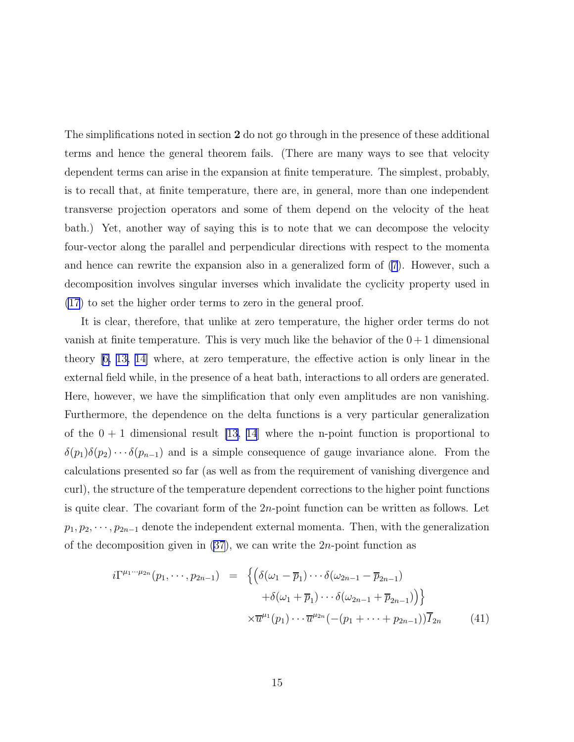The simplifications noted in section **2** do not go through in the presence of these additional terms and hence the general theorem fails. (There are many ways to see that velocity dependent terms can arise in the expansion at finite temperature. The simplest, probably, is to recall that, at finite temperature, there are, in general, more than one independent transverse projection operators and some of them depend on the velocity of the heat bath.) Yet, another way of saying this is to note that we can decompose the velocity four-vector along the parallel and perpendicular directions with respect to the momenta and hence can rewrite the expansion also in a generalized form of (7). However, such a decomposition involves singular inverses which invalidate the cyclicity property used in (17) to set the higher order terms to zero in the general proof.

It is clear, therefore, that unlike at zero temperature, the higher order terms do not vanish at finite temperature. This is very much like the behavior of the $0+1$ dimensional theory [6, 13, 14] where, at zero temperature, the effective action is only linear in the external field while, in the presence of a heat bath, interactions to all orders are generated. Here, however, we have the simplification that only even amplitudes are non vanishing. Furthermore, the dependence on the delta functions is a very particular generalization of the $0+1$ dimensional result [13, 14] where the n-point function is proportional to $\delta(p_1)\delta(p_2)\cdots\delta(p_{n-1})$ and is a simple consequence of gauge invariance alone. From the calculations presented so far (as well as from the requirement of vanishing divergence and curl), the structure of the temperature dependent corrections to the higher point functions is quite clear. The covariant form of the $2n$-point function can be written as follows. Let $p_1, p_2, \cdots, p_{2n-1}$ denote the independent external momenta. Then, with the generalization of the decomposition given in (37), we can write the $2n$-point function as

$$
\begin{aligned}
i\Gamma^{\mu_1\cdots\mu_{2n}}(p_1,\cdots,p_{2n-1}) \;=\; & \Big\{\Big(\delta(\omega_1-\overline{p}_1)\cdots\delta(\omega_{2n-1}-\overline{p}_{2n-1}) \\
& \quad +\delta(\omega_1+\overline{p}_1)\cdots\delta(\omega_{2n-1}+\overline{p}_{2n-1})\Big)\Big\} \\
& \times\overline{u}^{\mu_1}(p_1)\cdots\overline{u}^{\mu_{2n}}(-(p_1+\cdots+p_{2n-1}))\overline{I}_{2n} \qquad (41)
\end{aligned}
$$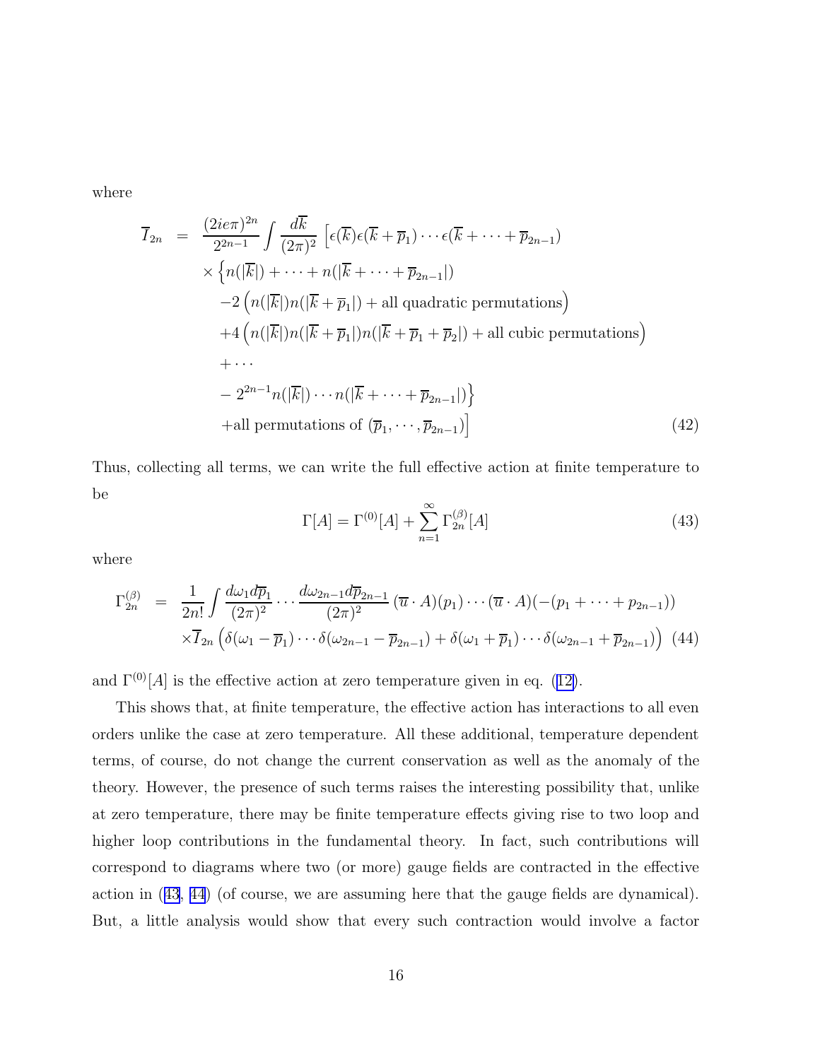where

$$
\begin{aligned}
\overline{I}_{2n} &= \frac{(2ie\pi)^{2n}}{2^{2n-1}} \int \frac{d\overline{k}}{(2\pi)^2} \Big[ \epsilon(\overline{k})\epsilon(\overline{k}+\overline{p}_1)\cdots\epsilon(\overline{k}+\cdots+\overline{p}_{2n-1}) \\
&\quad \times \Big\{ n(|\overline{k}|) + \cdots + n(|\overline{k}+\cdots+\overline{p}_{2n-1}|) \\
&\quad -2\left( n(|\overline{k}|)n(|\overline{k}+\overline{p}_1|) + \text{all quadratic permutations}\right) \\
&\quad +4\left( n(|\overline{k}|)n(|\overline{k}+\overline{p}_1|)n(|\overline{k}+\overline{p}_1+\overline{p}_2|) + \text{all cubic permutations}\right) \\
&\quad + \cdots \\
&\quad - 2^{2n-1} n(|\overline{k}|)\cdots n(|\overline{k}+\cdots+\overline{p}_{2n-1}|) \Big\} \\
&\quad + \text{all permutations of } (\overline{p}_1,\cdots,\overline{p}_{2n-1}) \Big]
\end{aligned} \tag{42}
$$

Thus, collecting all terms, we can write the full effective action at finite temperature to be

$$
\Gamma[A] = \Gamma^{(0)}[A] + \sum_{n=1}^{\infty} \Gamma^{(\beta)}_{2n}[A] \tag{43}
$$

where

$$
\begin{aligned}
\Gamma^{(\beta)}_{2n} &= \frac{1}{2n!} \int \frac{d\omega_1 d\overline{p}_1}{(2\pi)^2} \cdots \frac{d\omega_{2n-1} d\overline{p}_{2n-1}}{(2\pi)^2} \, (\overline{u}\cdot A)(p_1)\cdots(\overline{u}\cdot A)(-(p_1+\cdots+p_{2n-1})) \\
&\quad \times \overline{I}_{2n} \left( \delta(\omega_1 - \overline{p}_1)\cdots\delta(\omega_{2n-1}-\overline{p}_{2n-1}) + \delta(\omega_1+\overline{p}_1)\cdots\delta(\omega_{2n-1}+\overline{p}_{2n-1}) \right)
\end{aligned} \tag{44}
$$

and $\Gamma^{(0)}[A]$ is the effective action at zero temperature given in eq. (12).

This shows that, at finite temperature, the effective action has interactions to all even orders unlike the case at zero temperature. All these additional, temperature dependent terms, of course, do not change the current conservation as well as the anomaly of the theory. However, the presence of such terms raises the interesting possibility that, unlike at zero temperature, there may be finite temperature effects giving rise to two loop and higher loop contributions in the fundamental theory. In fact, such contributions will correspond to diagrams where two (or more) gauge fields are contracted in the effective action in (43, 44) (of course, we are assuming here that the gauge fields are dynamical). But, a little analysis would show that every such contraction would involve a factor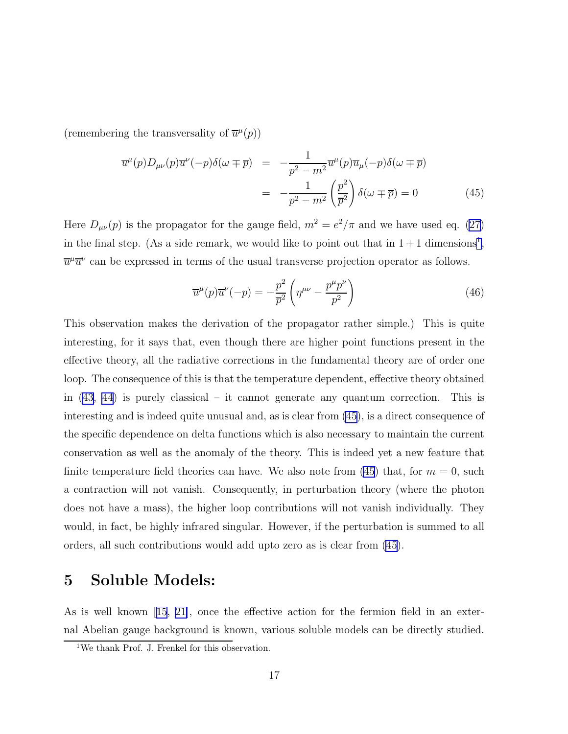(remembering the transversality of $\overline{u}^\mu(p)$)

$$
\begin{aligned}
\overline{u}^\mu(p) D_{\mu\nu}(p) \overline{u}^\nu(-p)\delta(\omega \mp \overline{p}) &= -\frac{1}{p^2 - m^2}\overline{u}^\mu(p)\overline{u}_\mu(-p)\delta(\omega \mp \overline{p}) \\
&= -\frac{1}{p^2 - m^2}\left(\frac{p^2}{\overline{p}^2}\right)\delta(\omega \mp \overline{p}) = 0 \qquad (45)
\end{aligned}
$$

Here $D_{\mu\nu}(p)$ is the propagator for the gauge field, $m^2 = e^2/\pi$ and we have used eq. (27) in the final step. (As a side remark, we would like to point out that in $1+1$ dimensions[1], $\overline{u}^\mu \overline{u}^\nu$ can be expressed in terms of the usual transverse projection operator as follows.

$$
\overline{u}^\mu(p)\overline{u}^\nu(-p) = -\frac{p^2}{\overline{p}^2}\left(\eta^{\mu\nu} - \frac{p^\mu p^\nu}{p^2}\right) \qquad (46)
$$

This observation makes the derivation of the propagator rather simple.) This is quite interesting, for it says that, even though there are higher point functions present in the effective theory, all the radiative corrections in the fundamental theory are of order one loop. The consequence of this is that the temperature dependent, effective theory obtained in (43, 44) is purely classical – it cannot generate any quantum correction. This is interesting and is indeed quite unusual and, as is clear from (45), is a direct consequence of the specific dependence on delta functions which is also necessary to maintain the current conservation as well as the anomaly of the theory. This is indeed yet a new feature that finite temperature field theories can have. We also note from (45) that, for $m = 0$, such a contraction will not vanish. Consequently, in perturbation theory (where the photon does not have a mass), the higher loop contributions will not vanish individually. They would, in fact, be highly infrared singular. However, if the perturbation is summed to all orders, all such contributions would add upto zero as is clear from (45).

# 5 Soluble Models:

As is well known [15, 21], once the effective action for the fermion field in an external Abelian gauge background is known, various soluble models can be directly studied.

[1] We thank Prof. J. Frenkel for this observation.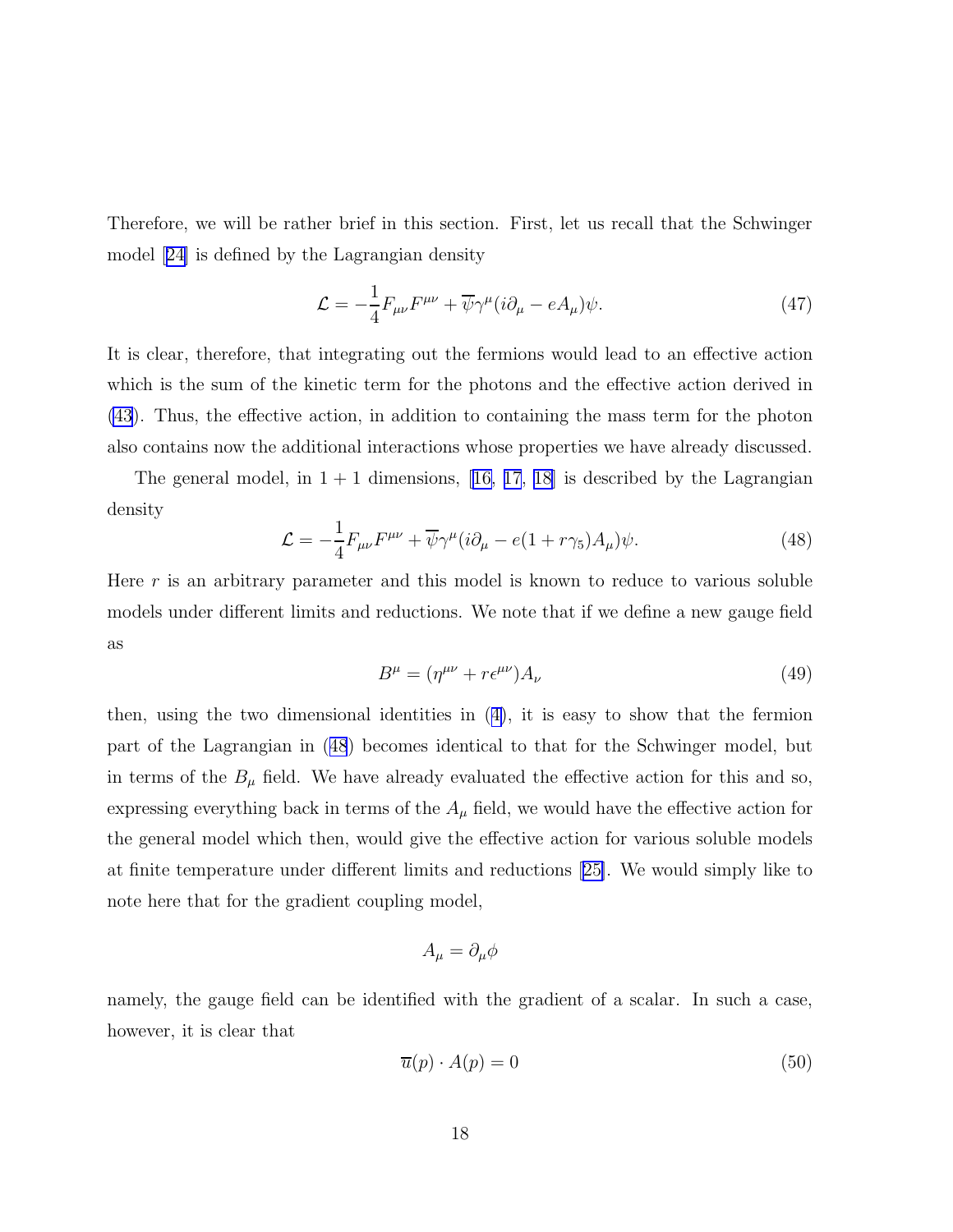Therefore, we will be rather brief in this section. First, let us recall that the Schwinger model [24] is defined by the Lagrangian density

$$\mathcal{L} = -\frac{1}{4}F_{\mu\nu}F^{\mu\nu} + \overline{\psi}\gamma^{\mu}(i\partial_{\mu} - eA_{\mu})\psi. \tag{47}$$

It is clear, therefore, that integrating out the fermions would lead to an effective action which is the sum of the kinetic term for the photons and the effective action derived in (43). Thus, the effective action, in addition to containing the mass term for the photon also contains now the additional interactions whose properties we have already discussed.

The general model, in $1 + 1$ dimensions, [16, 17, 18] is described by the Lagrangian density

$$\mathcal{L} = -\frac{1}{4}F_{\mu\nu}F^{\mu\nu} + \overline{\psi}\gamma^{\mu}(i\partial_{\mu} - e(1 + r\gamma_5)A_{\mu})\psi. \tag{48}$$

Here $r$ is an arbitrary parameter and this model is known to reduce to various soluble models under different limits and reductions. We note that if we define a new gauge field as

$$B^{\mu} = (\eta^{\mu\nu} + r\epsilon^{\mu\nu})A_{\nu} \tag{49}$$

then, using the two dimensional identities in (4), it is easy to show that the fermion part of the Lagrangian in (48) becomes identical to that for the Schwinger model, but in terms of the $B_{\mu}$ field. We have already evaluated the effective action for this and so, expressing everything back in terms of the $A_{\mu}$ field, we would have the effective action for the general model which then, would give the effective action for various soluble models at finite temperature under different limits and reductions [25]. We would simply like to note here that for the gradient coupling model,

$$A_{\mu} = \partial_{\mu}\phi$$

namely, the gauge field can be identified with the gradient of a scalar. In such a case, however, it is clear that

$$\overline{u}(p) \cdot A(p) = 0 \tag{50}$$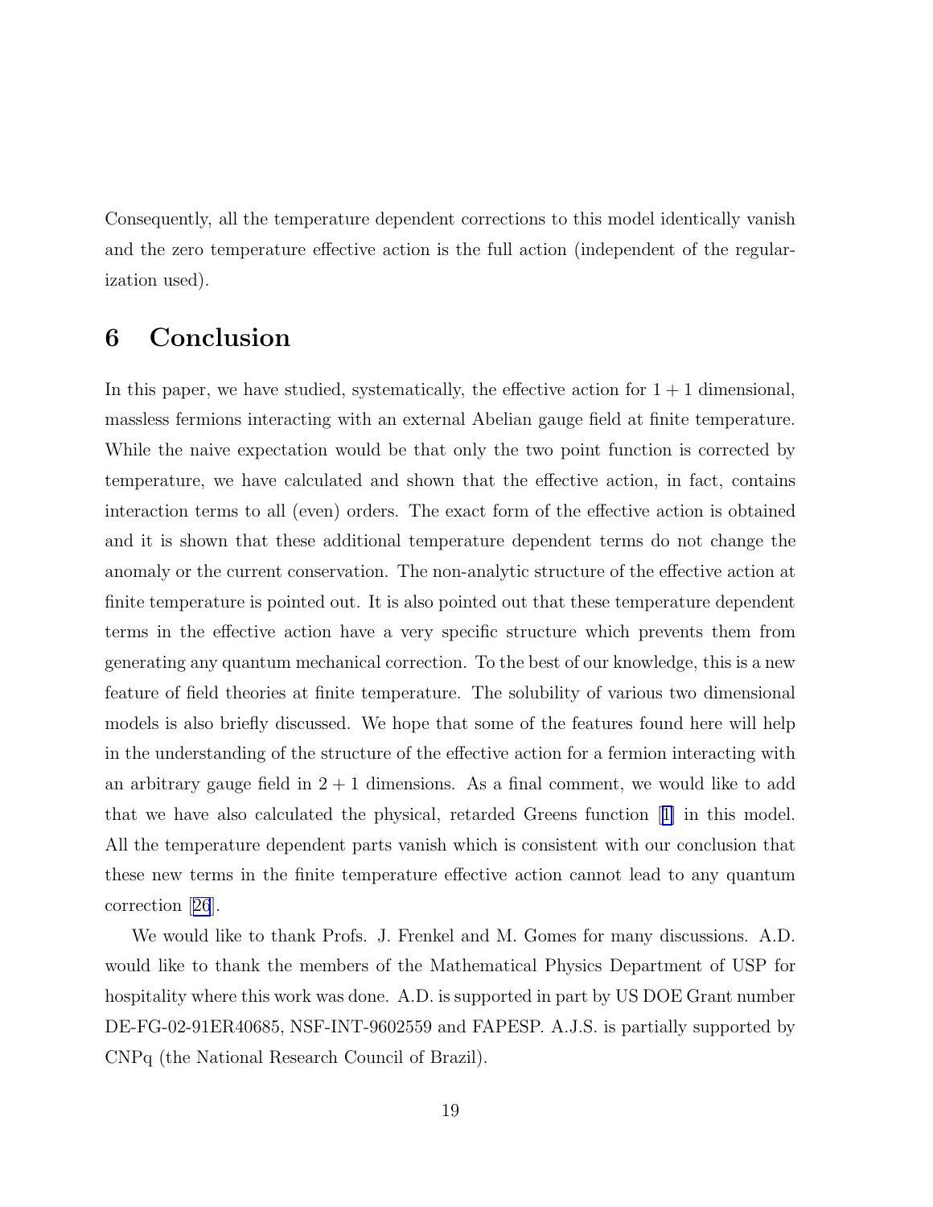Consequently, all the temperature dependent corrections to this model identically vanish and the zero temperature effective action is the full action (independent of the regularization used).

## 6 Conclusion

In this paper, we have studied, systematically, the effective action for $1+1$ dimensional, massless fermions interacting with an external Abelian gauge field at finite temperature. While the naive expectation would be that only the two point function is corrected by temperature, we have calculated and shown that the effective action, in fact, contains interaction terms to all (even) orders. The exact form of the effective action is obtained and it is shown that these additional temperature dependent terms do not change the anomaly or the current conservation. The non-analytic structure of the effective action at finite temperature is pointed out. It is also pointed out that these temperature dependent terms in the effective action have a very specific structure which prevents them from generating any quantum mechanical correction. To the best of our knowledge, this is a new feature of field theories at finite temperature. The solubility of various two dimensional models is also briefly discussed. We hope that some of the features found here will help in the understanding of the structure of the effective action for a fermion interacting with an arbitrary gauge field in $2+1$ dimensions. As a final comment, we would like to add that we have also calculated the physical, retarded Greens function [1] in this model. All the temperature dependent parts vanish which is consistent with our conclusion that these new terms in the finite temperature effective action cannot lead to any quantum correction [26].

We would like to thank Profs. J. Frenkel and M. Gomes for many discussions. A.D. would like to thank the members of the Mathematical Physics Department of USP for hospitality where this work was done. A.D. is supported in part by US DOE Grant number DE-FG-02-91ER40685, NSF-INT-9602559 and FAPESP. A.J.S. is partially supported by CNPq (the National Research Council of Brazil).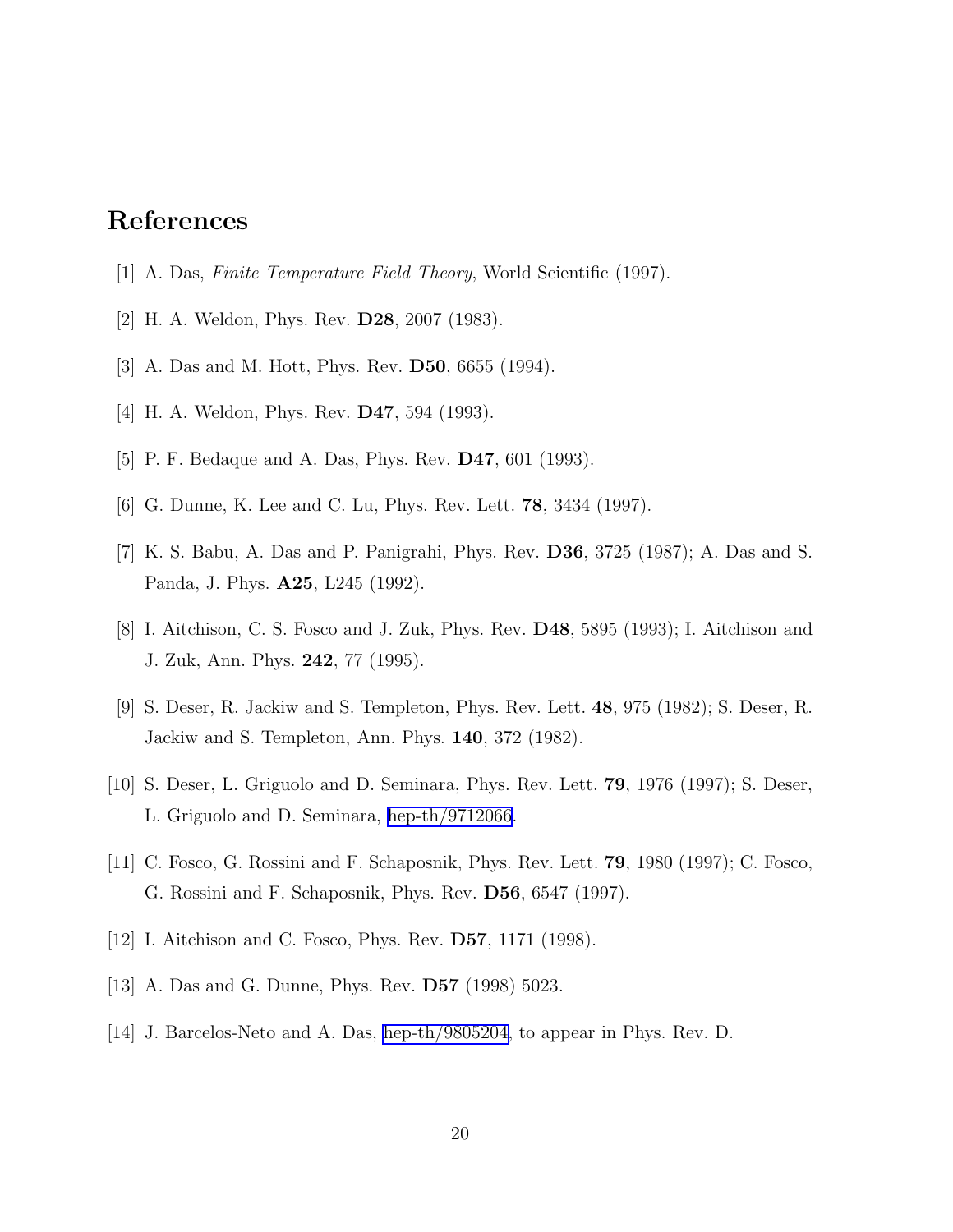# References

[1] A. Das, *Finite Temperature Field Theory*, World Scientific (1997).

[2] H. A. Weldon, Phys. Rev. **D28**, 2007 (1983).

[3] A. Das and M. Hott, Phys. Rev. **D50**, 6655 (1994).

[4] H. A. Weldon, Phys. Rev. **D47**, 594 (1993).

[5] P. F. Bedaque and A. Das, Phys. Rev. **D47**, 601 (1993).

[6] G. Dunne, K. Lee and C. Lu, Phys. Rev. Lett. **78**, 3434 (1997).

[7] K. S. Babu, A. Das and P. Panigrahi, Phys. Rev. **D36**, 3725 (1987); A. Das and S. Panda, J. Phys. **A25**, L245 (1992).

[8] I. Aitchison, C. S. Fosco and J. Zuk, Phys. Rev. **D48**, 5895 (1993); I. Aitchison and J. Zuk, Ann. Phys. **242**, 77 (1995).

[9] S. Deser, R. Jackiw and S. Templeton, Phys. Rev. Lett. **48**, 975 (1982); S. Deser, R. Jackiw and S. Templeton, Ann. Phys. **140**, 372 (1982).

[10] S. Deser, L. Griguolo and D. Seminara, Phys. Rev. Lett. **79**, 1976 (1997); S. Deser, L. Griguolo and D. Seminara, hep-th/9712066.

[11] C. Fosco, G. Rossini and F. Schaposnik, Phys. Rev. Lett. **79**, 1980 (1997); C. Fosco, G. Rossini and F. Schaposnik, Phys. Rev. **D56**, 6547 (1997).

[12] I. Aitchison and C. Fosco, Phys. Rev. **D57**, 1171 (1998).

[13] A. Das and G. Dunne, Phys. Rev. **D57** (1998) 5023.

[14] J. Barcelos-Neto and A. Das, hep-th/9805204, to appear in Phys. Rev. D.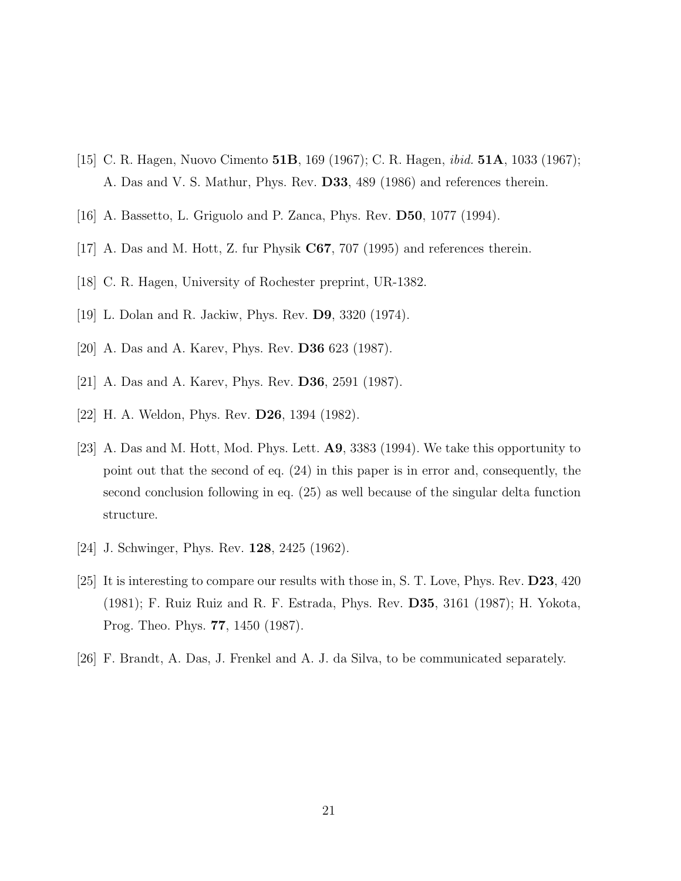[15] C. R. Hagen, Nuovo Cimento **51B**, 169 (1967); C. R. Hagen, *ibid.* **51A**, 1033 (1967); A. Das and V. S. Mathur, Phys. Rev. **D33**, 489 (1986) and references therein.

[16] A. Bassetto, L. Griguolo and P. Zanca, Phys. Rev. **D50**, 1077 (1994).

[17] A. Das and M. Hott, Z. fur Physik **C67**, 707 (1995) and references therein.

[18] C. R. Hagen, University of Rochester preprint, UR-1382.

[19] L. Dolan and R. Jackiw, Phys. Rev. **D9**, 3320 (1974).

[20] A. Das and A. Karev, Phys. Rev. **D36** 623 (1987).

[21] A. Das and A. Karev, Phys. Rev. **D36**, 2591 (1987).

[22] H. A. Weldon, Phys. Rev. **D26**, 1394 (1982).

[23] A. Das and M. Hott, Mod. Phys. Lett. **A9**, 3383 (1994). We take this opportunity to point out that the second of eq. (24) in this paper is in error and, consequently, the second conclusion following in eq. (25) as well because of the singular delta function structure.

[24] J. Schwinger, Phys. Rev. **128**, 2425 (1962).

[25] It is interesting to compare our results with those in, S. T. Love, Phys. Rev. **D23**, 420 (1981); F. Ruiz Ruiz and R. F. Estrada, Phys. Rev. **D35**, 3161 (1987); H. Yokota, Prog. Theo. Phys. **77**, 1450 (1987).

[26] F. Brandt, A. Das, J. Frenkel and A. J. da Silva, to be communicated separately.